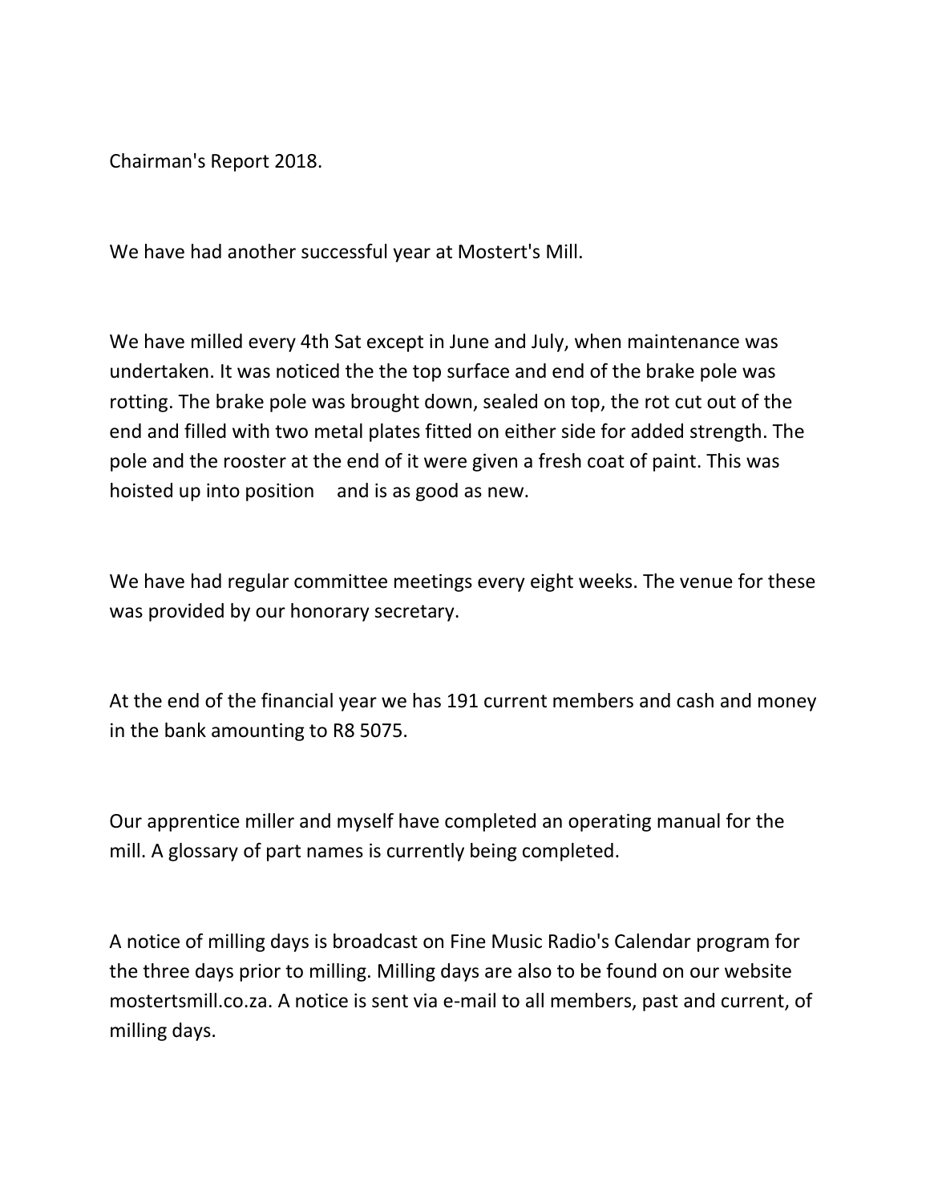Chairman's Report 2018.

We have had another successful year at Mostert's Mill.

We have milled every 4th Sat except in June and July, when maintenance was undertaken. It was noticed the the top surface and end of the brake pole was rotting. The brake pole was brought down, sealed on top, the rot cut out of the end and filled with two metal plates fitted on either side for added strength. The pole and the rooster at the end of it were given a fresh coat of paint. This was hoisted up into position  and is as good as new.

We have had regular committee meetings every eight weeks. The venue for these was provided by our honorary secretary.

At the end of the financial year we has 191 current members and cash and money in the bank amounting to R8 5075.

Our apprentice miller and myself have completed an operating manual for the mill. A glossary of part names is currently being completed.

A notice of milling days is broadcast on Fine Music Radio's Calendar program for the three days prior to milling. Milling days are also to be found on our website mostertsmill.co.za. A notice is sent via e-mail to all members, past and current, of milling days.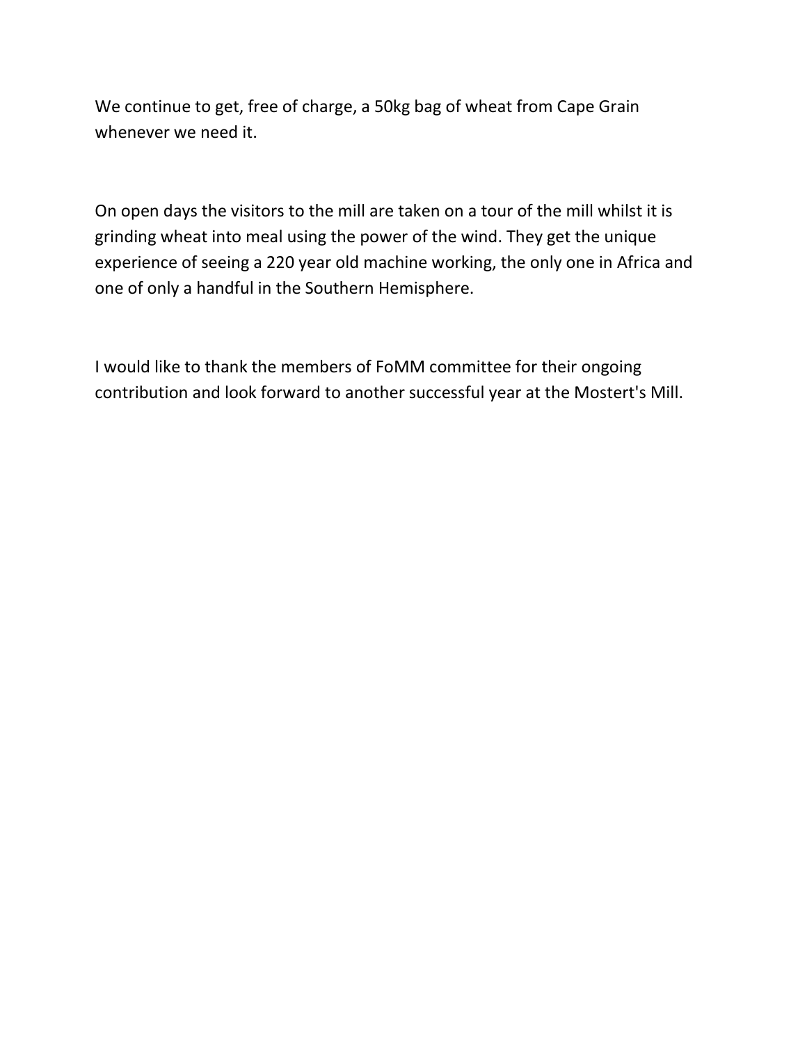We continue to get, free of charge, a 50kg bag of wheat from Cape Grain whenever we need it.

On open days the visitors to the mill are taken on a tour of the mill whilst it is grinding wheat into meal using the power of the wind. They get the unique experience of seeing a 220 year old machine working, the only one in Africa and one of only a handful in the Southern Hemisphere.

I would like to thank the members of FoMM committee for their ongoing contribution and look forward to another successful year at the Mostert's Mill.